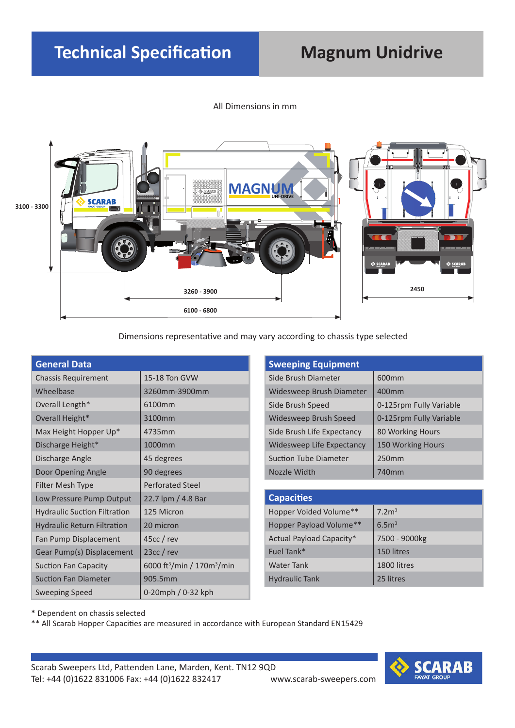# Technical Specification

# Magnum Unidrive

All Dimensions in mm

3100 - 3300

3260 - 3900

6100 - 6800

2450

Dimensions representative and may vary according to chassis type selected

| General Data | |
|---|---|
| Chassis Requirement | 15-18 Ton GVW |
| Wheelbase | 3260mm-3900mm |
| Overall Length* | 6100mm |
| Overall Height* | 3100mm |
| Max Height Hopper Up* | 4735mm |
| Discharge Height* | 1000mm |
| Discharge Angle | 45 degrees |
| Door Opening Angle | 90 degrees |
| Filter Mesh Type | Perforated Steel |
| Low Pressure Pump Output | 22.7 lpm / 4.8 Bar |
| Hydraulic Suction Filtration | 125 Micron |
| Hydraulic Return Filtration | 20 micron |
| Fan Pump Displacement | 45cc / rev |
| Gear Pump(s) Displacement | 23cc / rev |
| Suction Fan Capacity | 6000 $ft^3$/min / 170$m^3$/min |
| Suction Fan Diameter | 905.5mm |
| Sweeping Speed | 0-20mph / 0-32 kph |

| Sweeping Equipment | |
|---|---|
| Side Brush Diameter | 600mm |
| Widesweep Brush Diameter | 400mm |
| Side Brush Speed | 0-125rpm Fully Variable |
| Widesweep Brush Speed | 0-125rpm Fully Variable |
| Side Brush Life Expectancy | 80 Working Hours |
| Widesweep Life Expectancy | 150 Working Hours |
| Suction Tube Diameter | 250mm |
| Nozzle Width | 740mm |

| Capacities | |
|---|---|
| Hopper Voided Volume** | 7.2$m^3$ |
| Hopper Payload Volume** | 6.5$m^3$ |
| Actual Payload Capacity* | 7500 - 9000kg |
| Fuel Tank* | 150 litres |
| Water Tank | 1800 litres |
| Hydraulic Tank | 25 litres |

* Dependent on chassis selected

** All Scarab Hopper Capacities are measured in accordance with European Standard EN15429

Scarab Sweepers Ltd, Pattenden Lane, Marden, Kent. TN12 9QD
Tel: +44 (0)1622 831006 Fax: +44 (0)1622 832417 www.scarab-sweepers.com

SCARAB FAYAT GROUP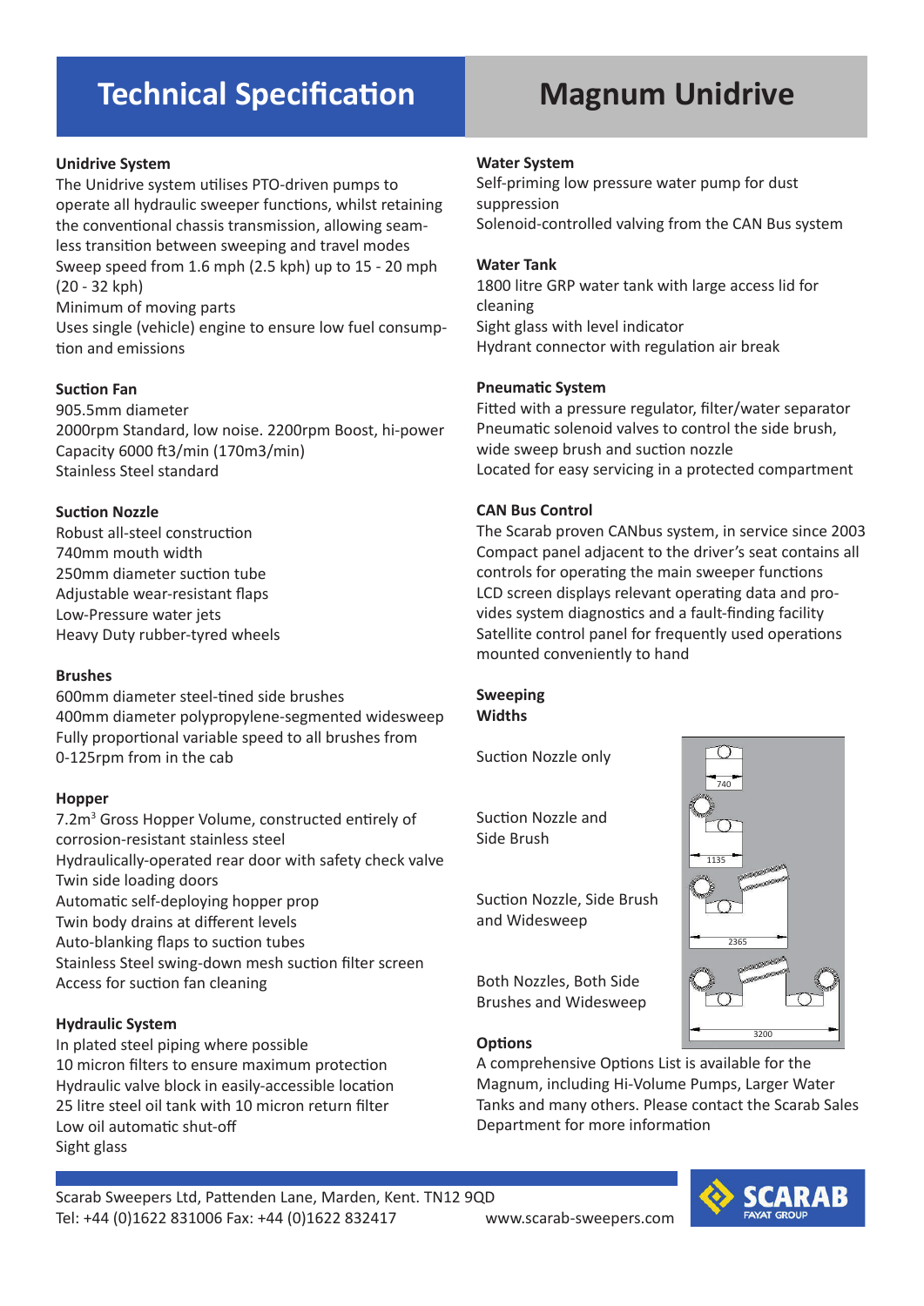# Technical Specification

# Magnum Unidrive

### Unidrive System

The Unidrive system utilises PTO-driven pumps to operate all hydraulic sweeper functions, whilst retaining the conventional chassis transmission, allowing seamless transition between sweeping and travel modes
Sweep speed from 1.6 mph (2.5 kph) up to 15 - 20 mph (20 - 32 kph)
Minimum of moving parts
Uses single (vehicle) engine to ensure low fuel consumption and emissions

### Suction Fan

905.5mm diameter
2000rpm Standard, low noise. 2200rpm Boost, hi-power
Capacity 6000 ft3/min (170m3/min)
Stainless Steel standard

### Suction Nozzle

Robust all-steel construction
740mm mouth width
250mm diameter suction tube
Adjustable wear-resistant flaps
Low-Pressure water jets
Heavy Duty rubber-tyred wheels

### Brushes

600mm diameter steel-tined side brushes
400mm diameter polypropylene-segmented widesweep
Fully proportional variable speed to all brushes from 0-125rpm from in the cab

### Hopper

7.2m$^3$ Gross Hopper Volume, constructed entirely of corrosion-resistant stainless steel
Hydraulically-operated rear door with safety check valve
Twin side loading doors
Automatic self-deploying hopper prop
Twin body drains at different levels
Auto-blanking flaps to suction tubes
Stainless Steel swing-down mesh suction filter screen
Access for suction fan cleaning

### Hydraulic System

In plated steel piping where possible
10 micron filters to ensure maximum protection
Hydraulic valve block in easily-accessible location
25 litre steel oil tank with 10 micron return filter
Low oil automatic shut-off
Sight glass

### Water System

Self-priming low pressure water pump for dust suppression
Solenoid-controlled valving from the CAN Bus system

### Water Tank

1800 litre GRP water tank with large access lid for cleaning
Sight glass with level indicator
Hydrant connector with regulation air break

### Pneumatic System

Fitted with a pressure regulator, filter/water separator
Pneumatic solenoid valves to control the side brush, wide sweep brush and suction nozzle
Located for easy servicing in a protected compartment

### CAN Bus Control

The Scarab proven CANbus system, in service since 2003
Compact panel adjacent to the driver's seat contains all controls for operating the main sweeper functions
LCD screen displays relevant operating data and provides system diagnostics and a fault-finding facility
Satellite control panel for frequently used operations mounted conveniently to hand

### Sweeping Widths

Suction Nozzle only
740

Suction Nozzle and Side Brush
1135

Suction Nozzle, Side Brush and Widesweep
2365

Both Nozzles, Both Side Brushes and Widesweep
3200

### Options

A comprehensive Options List is available for the Magnum, including Hi-Volume Pumps, Larger Water Tanks and many others. Please contact the Scarab Sales Department for more information

Scarab Sweepers Ltd, Pattenden Lane, Marden, Kent. TN12 9QD
Tel: +44 (0)1622 831006 Fax: +44 (0)1622 832417 www.scarab-sweepers.com

SCARAB FAYAT GROUP